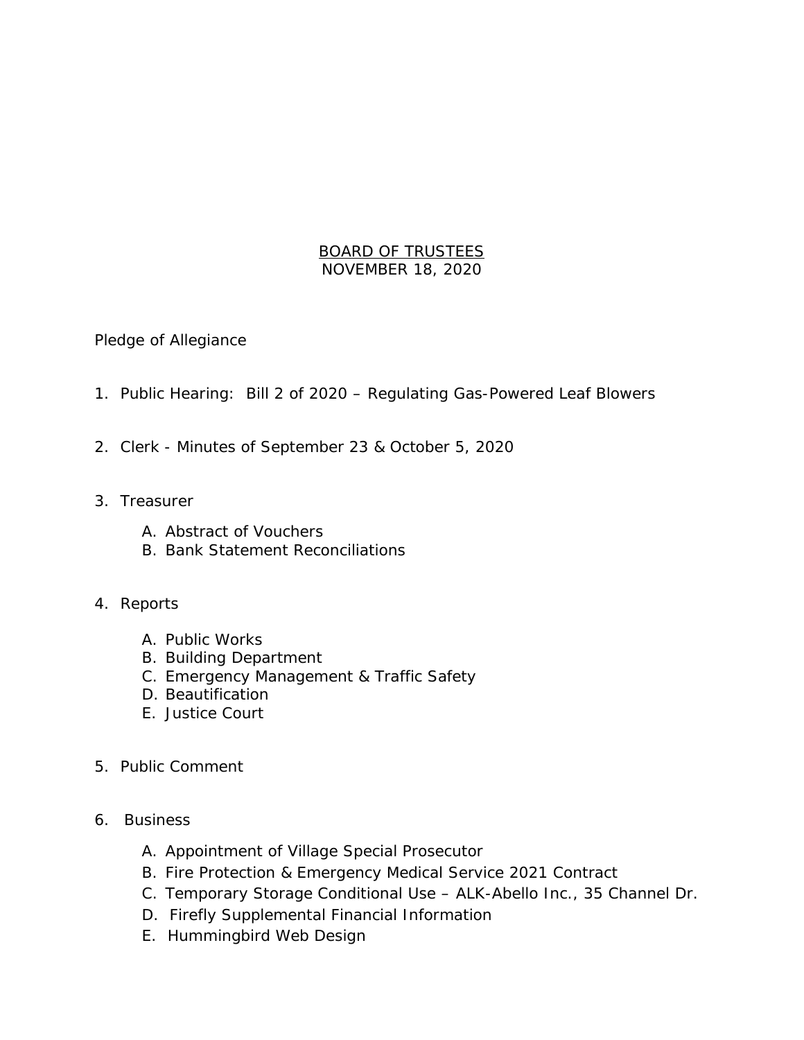# BOARD OF TRUSTEES

NOVEMBER 18, 2020

Pledge of Allegiance

1. Public Hearing: Bill 2 of 2020 – Regulating Gas-Powered Leaf Blowers

2. Clerk - Minutes of September 23 & October 5, 2020

3. Treasurer

   A. Abstract of Vouchers
   B. Bank Statement Reconciliations

4. Reports

   A. Public Works
   B. Building Department
   C. Emergency Management & Traffic Safety
   D. Beautification
   E. Justice Court

5. Public Comment

6. Business

   A. Appointment of Village Special Prosecutor
   B. Fire Protection & Emergency Medical Service 2021 Contract
   C. Temporary Storage Conditional Use – ALK-Abello Inc., 35 Channel Dr.
   D. Firefly Supplemental Financial Information
   E. Hummingbird Web Design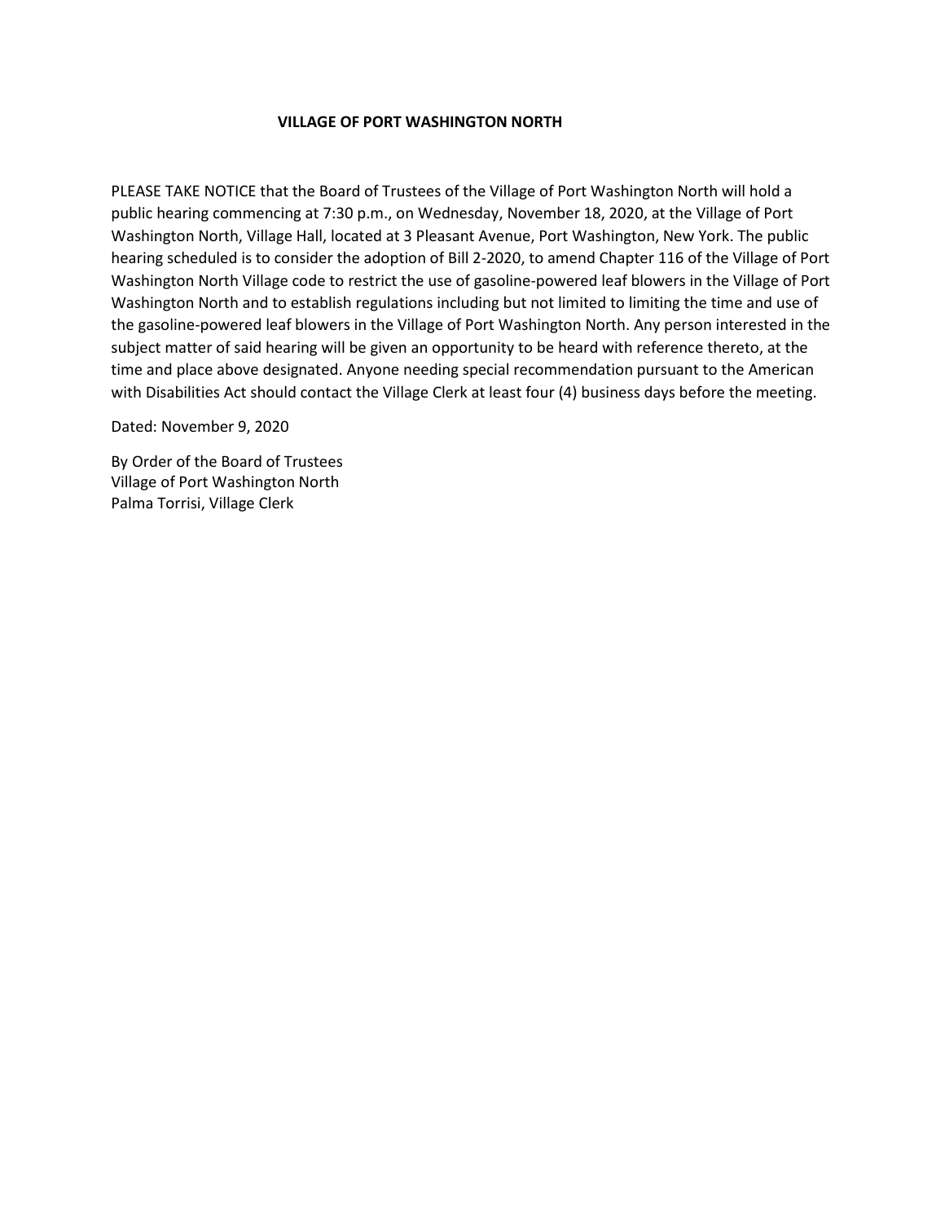**VILLAGE OF PORT WASHINGTON NORTH**

PLEASE TAKE NOTICE that the Board of Trustees of the Village of Port Washington North will hold a public hearing commencing at 7:30 p.m., on Wednesday, November 18, 2020, at the Village of Port Washington North, Village Hall, located at 3 Pleasant Avenue, Port Washington, New York. The public hearing scheduled is to consider the adoption of Bill 2-2020, to amend Chapter 116 of the Village of Port Washington North Village code to restrict the use of gasoline-powered leaf blowers in the Village of Port Washington North and to establish regulations including but not limited to limiting the time and use of the gasoline-powered leaf blowers in the Village of Port Washington North. Any person interested in the subject matter of said hearing will be given an opportunity to be heard with reference thereto, at the time and place above designated. Anyone needing special recommendation pursuant to the American with Disabilities Act should contact the Village Clerk at least four (4) business days before the meeting.

Dated: November 9, 2020

By Order of the Board of Trustees
Village of Port Washington North
Palma Torrisi, Village Clerk